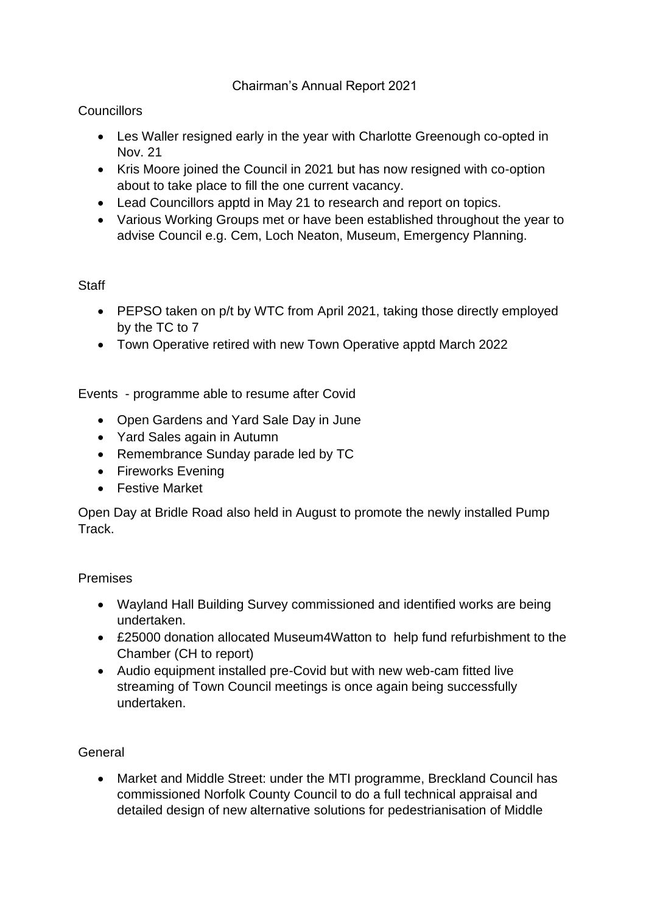# Chairman's Annual Report 2021

## Councillors

- Les Waller resigned early in the year with Charlotte Greenough co-opted in Nov. 21
- Kris Moore joined the Council in 2021 but has now resigned with co-option about to take place to fill the one current vacancy.
- Lead Councillors apptd in May 21 to research and report on topics.
- Various Working Groups met or have been established throughout the year to advise Council e.g. Cem, Loch Neaton, Museum, Emergency Planning.

## Staff

- PEPSO taken on p/t by WTC from April 2021, taking those directly employed by the TC to 7
- Town Operative retired with new Town Operative apptd March 2022

## Events - programme able to resume after Covid

- Open Gardens and Yard Sale Day in June
- Yard Sales again in Autumn
- Remembrance Sunday parade led by TC
- Fireworks Evening
- Festive Market

Open Day at Bridle Road also held in August to promote the newly installed Pump Track.

## Premises

- Wayland Hall Building Survey commissioned and identified works are being undertaken.
- £25000 donation allocated Museum4Watton to help fund refurbishment to the Chamber (CH to report)
- Audio equipment installed pre-Covid but with new web-cam fitted live streaming of Town Council meetings is once again being successfully undertaken.

## General

- Market and Middle Street: under the MTI programme, Breckland Council has commissioned Norfolk County Council to do a full technical appraisal and detailed design of new alternative solutions for pedestrianisation of Middle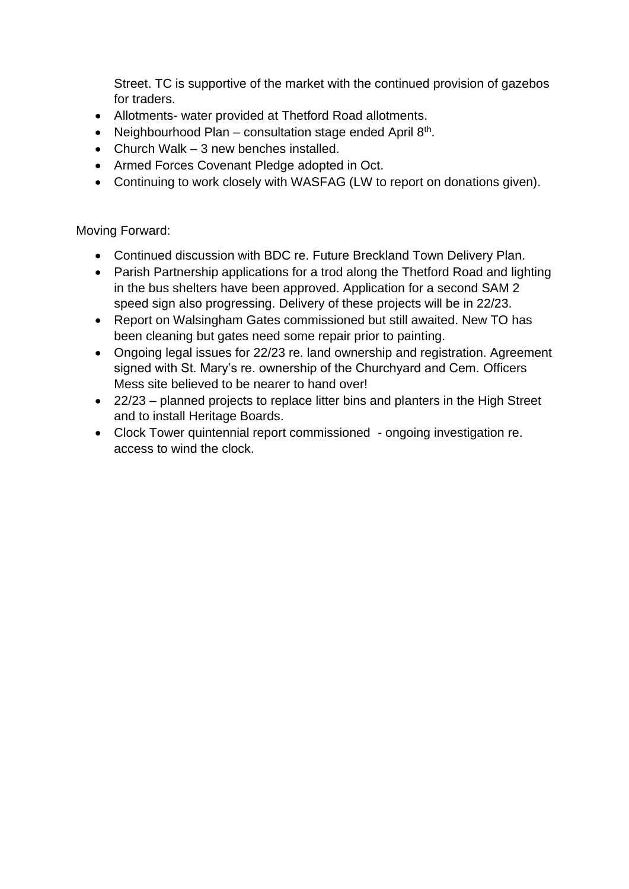Street. TC is supportive of the market with the continued provision of gazebos for traders.

- Allotments- water provided at Thetford Road allotments.
- Neighbourhood Plan – consultation stage ended April 8th.
- Church Walk – 3 new benches installed.
- Armed Forces Covenant Pledge adopted in Oct.
- Continuing to work closely with WASFAG (LW to report on donations given).

Moving Forward:

- Continued discussion with BDC re. Future Breckland Town Delivery Plan.
- Parish Partnership applications for a trod along the Thetford Road and lighting in the bus shelters have been approved. Application for a second SAM 2 speed sign also progressing. Delivery of these projects will be in 22/23.
- Report on Walsingham Gates commissioned but still awaited. New TO has been cleaning but gates need some repair prior to painting.
- Ongoing legal issues for 22/23 re. land ownership and registration. Agreement signed with St. Mary's re. ownership of the Churchyard and Cem. Officers Mess site believed to be nearer to hand over!
- 22/23 – planned projects to replace litter bins and planters in the High Street and to install Heritage Boards.
- Clock Tower quintennial report commissioned - ongoing investigation re. access to wind the clock.